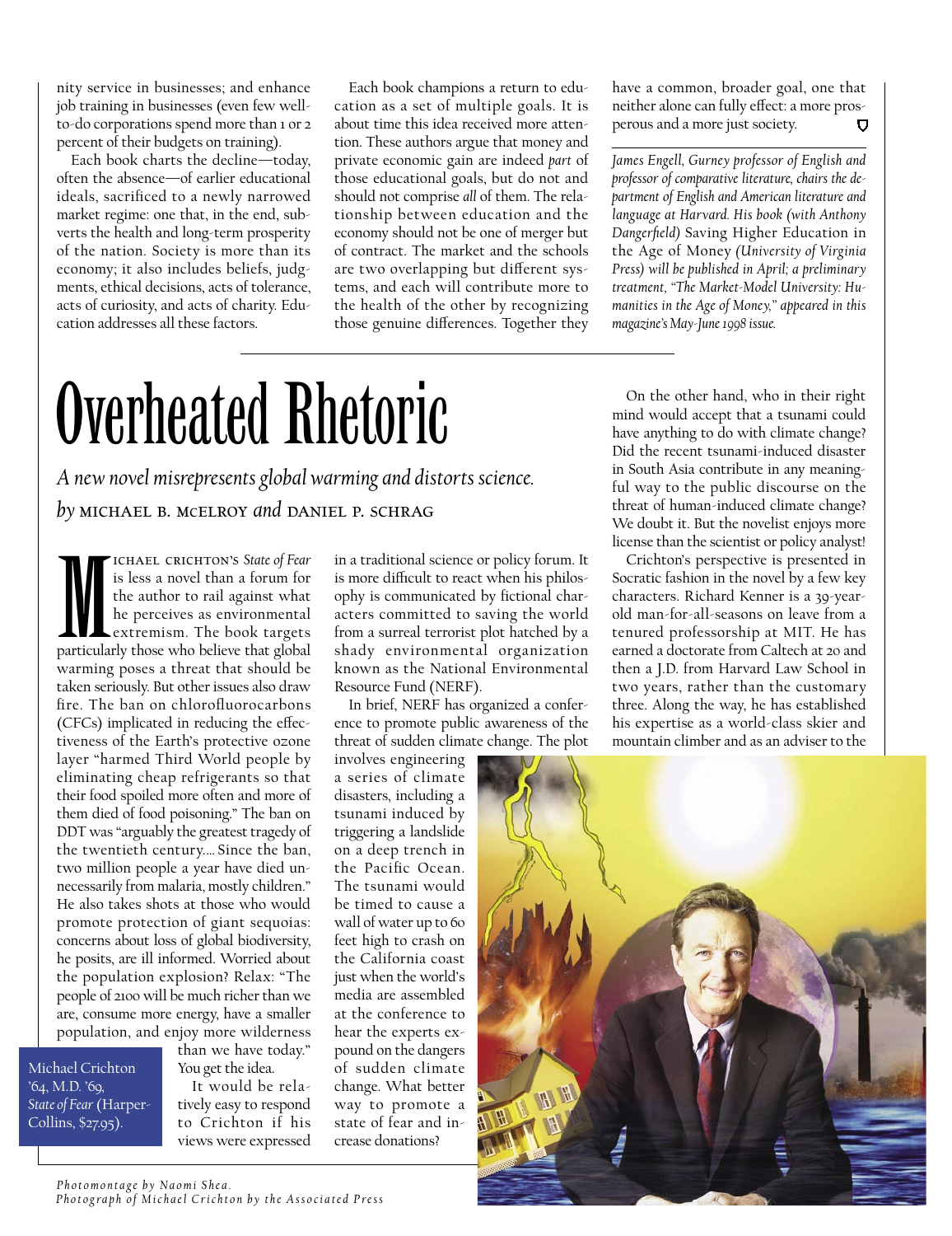nity service in businesses; and enhance job training in businesses (even few well-to-do corporations spend more than 1 or 2 percent of their budgets on training).

Each book charts the decline—today, often the absence—of earlier educational ideals, sacrificed to a newly narrowed market regime: one that, in the end, subverts the health and long-term prosperity of the nation. Society is more than its economy; it also includes beliefs, judgments, ethical decisions, acts of tolerance, acts of curiosity, and acts of charity. Education addresses all these factors.

Each book champions a return to education as a set of multiple goals. It is about time this idea received more attention. These authors argue that money and private economic gain are indeed *part* of those educational goals, but do not and should not comprise *all* of them. The relationship between education and the economy should not be one of merger but of contract. The market and the schools are two overlapping but different systems, and each will contribute more to the health of the other by recognizing those genuine differences. Together they have a common, broader goal, one that neither alone can fully effect: a more prosperous and a more just society.

*James Engell, Gurney professor of English and professor of comparative literature, chairs the department of English and American literature and language at Harvard. His book (with Anthony Dangerfield)* Saving Higher Education in the Age of Money *(University of Virginia Press) will be published in April; a preliminary treatment, "The Market-Model University: Humanities in the Age of Money," appeared in this magazine's May-June 1998 issue.*

# Overheated Rhetoric

*A new novel misrepresents global warming and distorts science.*

*by* MICHAEL B. MCELROY *and* DANIEL P. SCHRAG

Michael Crichton '64, M.D. '69, *State of Fear* (HarperCollins, $27.95).

MICHAEL CRICHTON'S *State of Fear* is less a novel than a forum for the author to rail against what he perceives as environmental extremism. The book targets particularly those who believe that global warming poses a threat that should be taken seriously. But other issues also draw fire. The ban on chlorofluorocarbons (CFCs) implicated in reducing the effectiveness of the Earth's protective ozone layer "harmed Third World people by eliminating cheap refrigerants so that their food spoiled more often and more of them died of food poisoning." The ban on DDT was "arguably the greatest tragedy of the twentieth century.... Since the ban, two million people a year have died unnecessarily from malaria, mostly children." He also takes shots at those who would promote protection of giant sequoias: concerns about loss of global biodiversity, he posits, are ill informed. Worried about the population explosion? Relax: "The people of 2100 will be much richer than we are, consume more energy, have a smaller population, and enjoy more wilderness than we have today." You get the idea.

It would be relatively easy to respond to Crichton if his views were expressed in a traditional science or policy forum. It is more difficult to react when his philosophy is communicated by fictional characters committed to saving the world from a surreal terrorist plot hatched by a shady environmental organization known as the National Environmental Resource Fund (NERF).

In brief, NERF has organized a conference to promote public awareness of the threat of sudden climate change. The plot involves engineering a series of climate disasters, including a tsunami induced by triggering a landslide on a deep trench in the Pacific Ocean. The tsunami would be timed to cause a wall of water up to 60 feet high to crash on the California coast just when the world's media are assembled at the conference to hear the experts expound on the dangers of sudden climate change. What better way to promote a state of fear and increase donations?

On the other hand, who in their right mind would accept that a tsunami could have anything to do with climate change? Did the recent tsunami-induced disaster in South Asia contribute in any meaningful way to the public discourse on the threat of human-induced climate change? We doubt it. But the novelist enjoys more license than the scientist or policy analyst!

Crichton's perspective is presented in Socratic fashion in the novel by a few key characters. Richard Kenner is a 39-year-old man-for-all-seasons on leave from a tenured professorship at MIT. He has earned a doctorate from Caltech at 20 and then a J.D. from Harvard Law School in two years, rather than the customary three. Along the way, he has established his expertise as a world-class skier and mountain climber and as an adviser to the

*Photomontage by Naomi Shea.*
*Photograph of Michael Crichton by the Associated Press*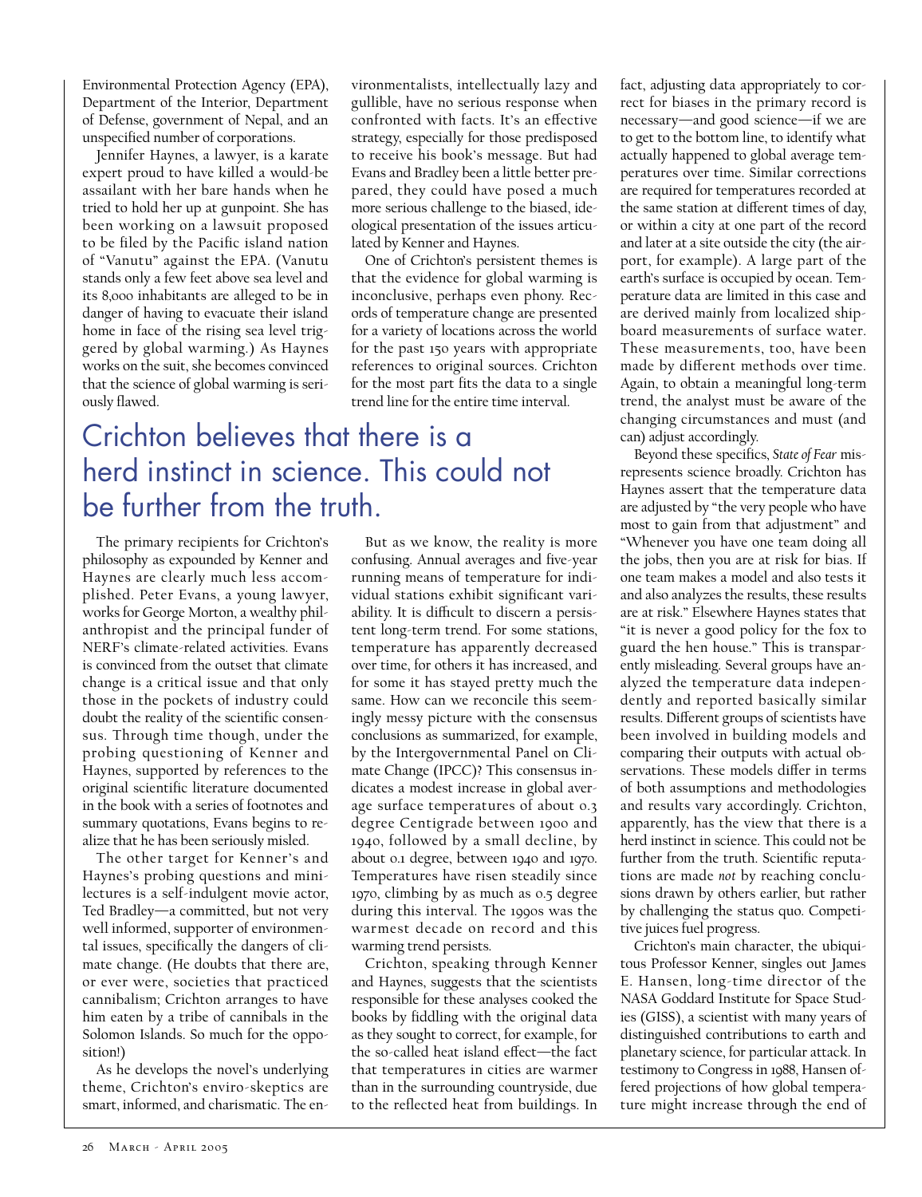Environmental Protection Agency (EPA), Department of the Interior, Department of Defense, government of Nepal, and an unspecified number of corporations.

Jennifer Haynes, a lawyer, is a karate expert proud to have killed a would-be assailant with her bare hands when he tried to hold her up at gunpoint. She has been working on a lawsuit proposed to be filed by the Pacific island nation of "Vanutu" against the EPA. (Vanutu stands only a few feet above sea level and its 8,000 inhabitants are alleged to be in danger of having to evacuate their island home in face of the rising sea level triggered by global warming.) As Haynes works on the suit, she becomes convinced that the science of global warming is seriously flawed.

The primary recipients for Crichton's philosophy as expounded by Kenner and Haynes are clearly much less accomplished. Peter Evans, a young lawyer, works for George Morton, a wealthy philanthropist and the principal funder of NERF's climate-related activities. Evans is convinced from the outset that climate change is a critical issue and that only those in the pockets of industry could doubt the reality of the scientific consensus. Through time though, under the probing questioning of Kenner and Haynes, supported by references to the original scientific literature documented in the book with a series of footnotes and summary quotations, Evans begins to realize that he has been seriously misled.

The other target for Kenner's and Haynes's probing questions and minilectures is a self-indulgent movie actor, Ted Bradley—a committed, but not very well informed, supporter of environmental issues, specifically the dangers of climate change. (He doubts that there are, or ever were, societies that practiced cannibalism; Crichton arranges to have him eaten by a tribe of cannibals in the Solomon Islands. So much for the opposition!)

As he develops the novel's underlying theme, Crichton's enviro-skeptics are smart, informed, and charismatic. The environmentalists, intellectually lazy and gullible, have no serious response when confronted with facts. It's an effective strategy, especially for those predisposed to receive his book's message. But had Evans and Bradley been a little better prepared, they could have posed a much more serious challenge to the biased, ideological presentation of the issues articulated by Kenner and Haynes.

One of Crichton's persistent themes is that the evidence for global warming is inconclusive, perhaps even phony. Records of temperature change are presented for a variety of locations across the world for the past 150 years with appropriate references to original sources. Crichton for the most part fits the data to a single trend line for the entire time interval.

## Crichton believes that there is a herd instinct in science. This could not be further from the truth.

But as we know, the reality is more confusing. Annual averages and five-year running means of temperature for individual stations exhibit significant variability. It is difficult to discern a persistent long-term trend. For some stations, temperature has apparently decreased over time, for others it has increased, and for some it has stayed pretty much the same. How can we reconcile this seemingly messy picture with the consensus conclusions as summarized, for example, by the Intergovernmental Panel on Climate Change (IPCC)? This consensus indicates a modest increase in global average surface temperatures of about 0.3 degree Centigrade between 1900 and 1940, followed by a small decline, by about 0.1 degree, between 1940 and 1970. Temperatures have risen steadily since 1970, climbing by as much as 0.5 degree during this interval. The 1990s was the warmest decade on record and this warming trend persists.

Crichton, speaking through Kenner and Haynes, suggests that the scientists responsible for these analyses cooked the books by fiddling with the original data as they sought to correct, for example, for the so-called heat island effect—the fact that temperatures in cities are warmer than in the surrounding countryside, due to the reflected heat from buildings. In fact, adjusting data appropriately to correct for biases in the primary record is necessary—and good science—if we are to get to the bottom line, to identify what actually happened to global average temperatures over time. Similar corrections are required for temperatures recorded at the same station at different times of day, or within a city at one part of the record and later at a site outside the city (the airport, for example). A large part of the earth's surface is occupied by ocean. Temperature data are limited in this case and are derived mainly from localized shipboard measurements of surface water. These measurements, too, have been made by different methods over time. Again, to obtain a meaningful long-term trend, the analyst must be aware of the changing circumstances and must (and can) adjust accordingly.

Beyond these specifics, *State of Fear* misrepresents science broadly. Crichton has Haynes assert that the temperature data are adjusted by "the very people who have most to gain from that adjustment" and "Whenever you have one team doing all the jobs, then you are at risk for bias. If one team makes a model and also tests it and also analyzes the results, these results are at risk." Elsewhere Haynes states that "it is never a good policy for the fox to guard the hen house." This is transparently misleading. Several groups have analyzed the temperature data independently and reported basically similar results. Different groups of scientists have been involved in building models and comparing their outputs with actual observations. These models differ in terms of both assumptions and methodologies and results vary accordingly. Crichton, apparently, has the view that there is a herd instinct in science. This could not be further from the truth. Scientific reputations are made *not* by reaching conclusions drawn by others earlier, but rather by challenging the status quo. Competitive juices fuel progress.

Crichton's main character, the ubiquitous Professor Kenner, singles out James E. Hansen, long-time director of the NASA Goddard Institute for Space Studies (GISS), a scientist with many years of distinguished contributions to earth and planetary science, for particular attack. In testimony to Congress in 1988, Hansen offered projections of how global temperature might increase through the end of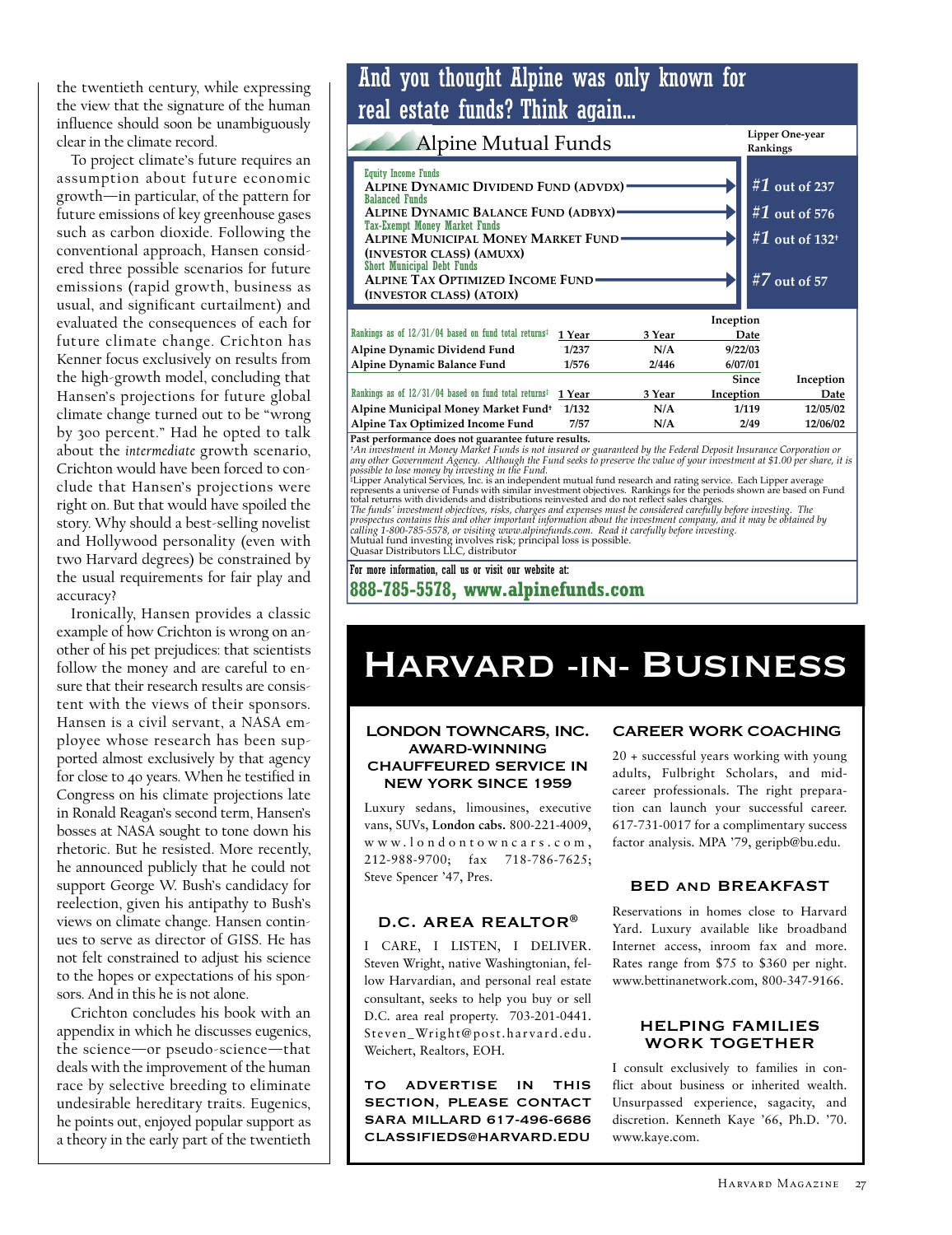the twentieth century, while expressing the view that the signature of the human influence should soon be unambiguously clear in the climate record.

To project climate's future requires an assumption about future economic growth—in particular, of the pattern for future emissions of key greenhouse gases such as carbon dioxide. Following the conventional approach, Hansen considered three possible scenarios for future emissions (rapid growth, business as usual, and significant curtailment) and evaluated the consequences of each for future climate change. Crichton has Kenner focus exclusively on results from the high-growth model, concluding that Hansen's projections for future global climate change turned out to be "wrong by 300 percent." Had he opted to talk about the *intermediate* growth scenario, Crichton would have been forced to conclude that Hansen's projections were right on. But that would have spoiled the story. Why should a best-selling novelist and Hollywood personality (even with two Harvard degrees) be constrained by the usual requirements for fair play and accuracy?

Ironically, Hansen provides a classic example of how Crichton is wrong on another of his pet prejudices: that scientists follow the money and are careful to ensure that their research results are consistent with the views of their sponsors. Hansen is a civil servant, a NASA employee whose research has been supported almost exclusively by that agency for close to 40 years. When he testified in Congress on his climate projections late in Ronald Reagan's second term, Hansen's bosses at NASA sought to tone down his rhetoric. But he resisted. More recently, he announced publicly that he could not support George W. Bush's candidacy for reelection, given his antipathy to Bush's views on climate change. Hansen continues to serve as director of GISS. He has not felt constrained to adjust his science to the hopes or expectations of his sponsors. And in this he is not alone.

Crichton concludes his book with an appendix in which he discusses eugenics, the science—or pseudo-science—that deals with the improvement of the human race by selective breeding to eliminate undesirable hereditary traits. Eugenics, he points out, enjoyed popular support as a theory in the early part of the twentieth

## And you thought Alpine was only known for real estate funds? Think again...

### Alpine Mutual Funds

| Fund | Lipper One-year Rankings |
|---|---|
| Equity Income Funds — **ALPINE DYNAMIC DIVIDEND FUND (ADVDX)** | *#1* out of 237 |
| Balanced Funds — **ALPINE DYNAMIC BALANCE FUND (ADBYX)** | *#1* out of 576 |
| Tax-Exempt Money Market Funds — **ALPINE MUNICIPAL MONEY MARKET FUND (INVESTOR CLASS) (AMUXX)** | *#1* out of 132† |
| Short Municipal Debt Funds — **ALPINE TAX OPTIMIZED INCOME FUND (INVESTOR CLASS) (ATOIX)** | *#7* out of 57 |

| Rankings as of 12/31/04 based on fund total returns‡ | 1 Year | 3 Year | Inception Date |
|---|---|---|---|
| Alpine Dynamic Dividend Fund | 1/237 | N/A | 9/22/03 |
| Alpine Dynamic Balance Fund | 1/576 | 2/446 | 6/07/01 |

| Rankings as of 12/31/04 based on fund total returns‡ | 1 Year | 3 Year | Since Inception | Inception Date |
|---|---|---|---|---|
| Alpine Municipal Money Market Fund† | 1/132 | N/A | 1/119 | 12/05/02 |
| Alpine Tax Optimized Income Fund | 7/57 | N/A | 2/49 | 12/06/02 |

**Past performance does not guarantee future results.**

†*An investment in Money Market Funds is not insured or guaranteed by the Federal Deposit Insurance Corporation or any other Government Agency. Although the Fund seeks to preserve the value of your investment at $1.00 per share, it is possible to lose money by investing in the Fund.*

‡Lipper Analytical Services, Inc. is an independent mutual fund research and rating service. Each Lipper average represents a universe of Funds with similar investment objectives. Rankings for the periods shown are based on Fund total returns with dividends and distributions reinvested and do not reflect sales charges.

*The funds' investment objectives, risks, charges and expenses must be considered carefully before investing. The prospectus contains this and other important information about the investment company, and it may be obtained by calling 1-800-785-5578, or visiting www.alpinefunds.com. Read it carefully before investing.*

Mutual fund investing involves risk; principal loss is possible.

Quasar Distributors LLC, distributor

For more information, call us or visit our website at:

**888-785-5578, www.alpinefunds.com**

# HARVARD -IN- BUSINESS

### LONDON TOWNCARS, INC. AWARD-WINNING CHAUFFEURED SERVICE IN NEW YORK SINCE 1959

Luxury sedans, limousines, executive vans, SUVs, **London cabs.** 800-221-4009, www.londontowncars.com, 212-988-9700; fax 718-786-7625; Steve Spencer '47, Pres.

### D.C. AREA REALTOR®

I CARE, I LISTEN, I DELIVER. Steven Wright, native Washingtonian, fellow Harvardian, and personal real estate consultant, seeks to help you buy or sell D.C. area real property. 703-201-0441. Steven_Wright@post.harvard.edu. Weichert, Realtors, EOH.

**TO ADVERTISE IN THIS SECTION, PLEASE CONTACT SARA MILLARD 617-496-6686 CLASSIFIEDS@HARVARD.EDU**

### CAREER WORK COACHING

20 + successful years working with young adults, Fulbright Scholars, and mid-career professionals. The right preparation can launch your successful career. 617-731-0017 for a complimentary success factor analysis. MPA '79, geripb@bu.edu.

### BED AND BREAKFAST

Reservations in homes close to Harvard Yard. Luxury available like broadband Internet access, inroom fax and more. Rates range from $75 to $360 per night. www.bettinanetwork.com, 800-347-9166.

### HELPING FAMILIES WORK TOGETHER

I consult exclusively to families in conflict about business or inherited wealth. Unsurpassed experience, sagacity, and discretion. Kenneth Kaye '66, Ph.D. '70. www.kaye.com.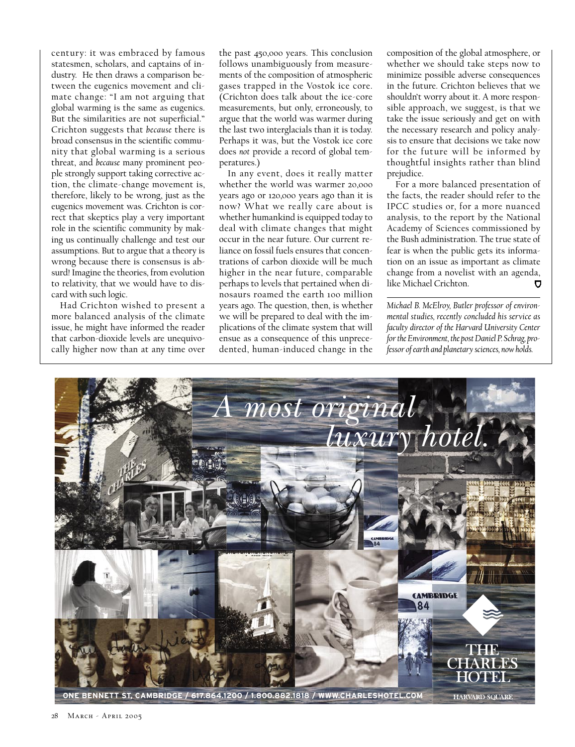century: it was embraced by famous statesmen, scholars, and captains of industry. He then draws a comparison between the eugenics movement and climate change: "I am not arguing that global warming is the same as eugenics. But the similarities are not superficial." Crichton suggests that *because* there is broad consensus in the scientific community that global warming is a serious threat, and *because* many prominent people strongly support taking corrective action, the climate-change movement is, therefore, likely to be wrong, just as the eugenics movement was. Crichton is correct that skeptics play a very important role in the scientific community by making us continually challenge and test our assumptions. But to argue that a theory is wrong because there is consensus is absurd! Imagine the theories, from evolution to relativity, that we would have to discard with such logic.

Had Crichton wished to present a more balanced analysis of the climate issue, he might have informed the reader that carbon-dioxide levels are unequivocally higher now than at any time over the past 450,000 years. This conclusion follows unambiguously from measurements of the composition of atmospheric gases trapped in the Vostok ice core. (Crichton does talk about the ice-core measurements, but only, erroneously, to argue that the world was warmer during the last two interglacials than it is today. Perhaps it was, but the Vostok ice core does *not* provide a record of global temperatures.)

In any event, does it really matter whether the world was warmer 20,000 years ago or 120,000 years ago than it is now? What we really care about is whether humankind is equipped today to deal with climate changes that might occur in the near future. Our current reliance on fossil fuels ensures that concentrations of carbon dioxide will be much higher in the near future, comparable perhaps to levels that pertained when dinosaurs roamed the earth 100 million years ago. The question, then, is whether we will be prepared to deal with the implications of the climate system that will ensue as a consequence of this unprecedented, human-induced change in the composition of the global atmosphere, or whether we should take steps now to minimize possible adverse consequences in the future. Crichton believes that we shouldn't worry about it. A more responsible approach, we suggest, is that we take the issue seriously and get on with the necessary research and policy analysis to ensure that decisions we take now for the future will be informed by thoughtful insights rather than blind prejudice.

For a more balanced presentation of the facts, the reader should refer to the IPCC studies or, for a more nuanced analysis, to the report by the National Academy of Sciences commissioned by the Bush administration. The true state of fear is when the public gets its information on an issue as important as climate change from a novelist with an agenda, like Michael Crichton.

*Michael B. McElroy, Butler professor of environmental studies, recently concluded his service as faculty director of the Harvard University Center for the Environment, the post Daniel P. Schrag, professor of earth and planetary sciences, now holds.*

*A most original luxury hotel.*

THE CHARLES HOTEL

HARVARD SQUARE

ONE BENNETT ST, CAMBRIDGE / 617.864.1200 / 1.800.882.1818 / WWW.CHARLESHOTEL.COM